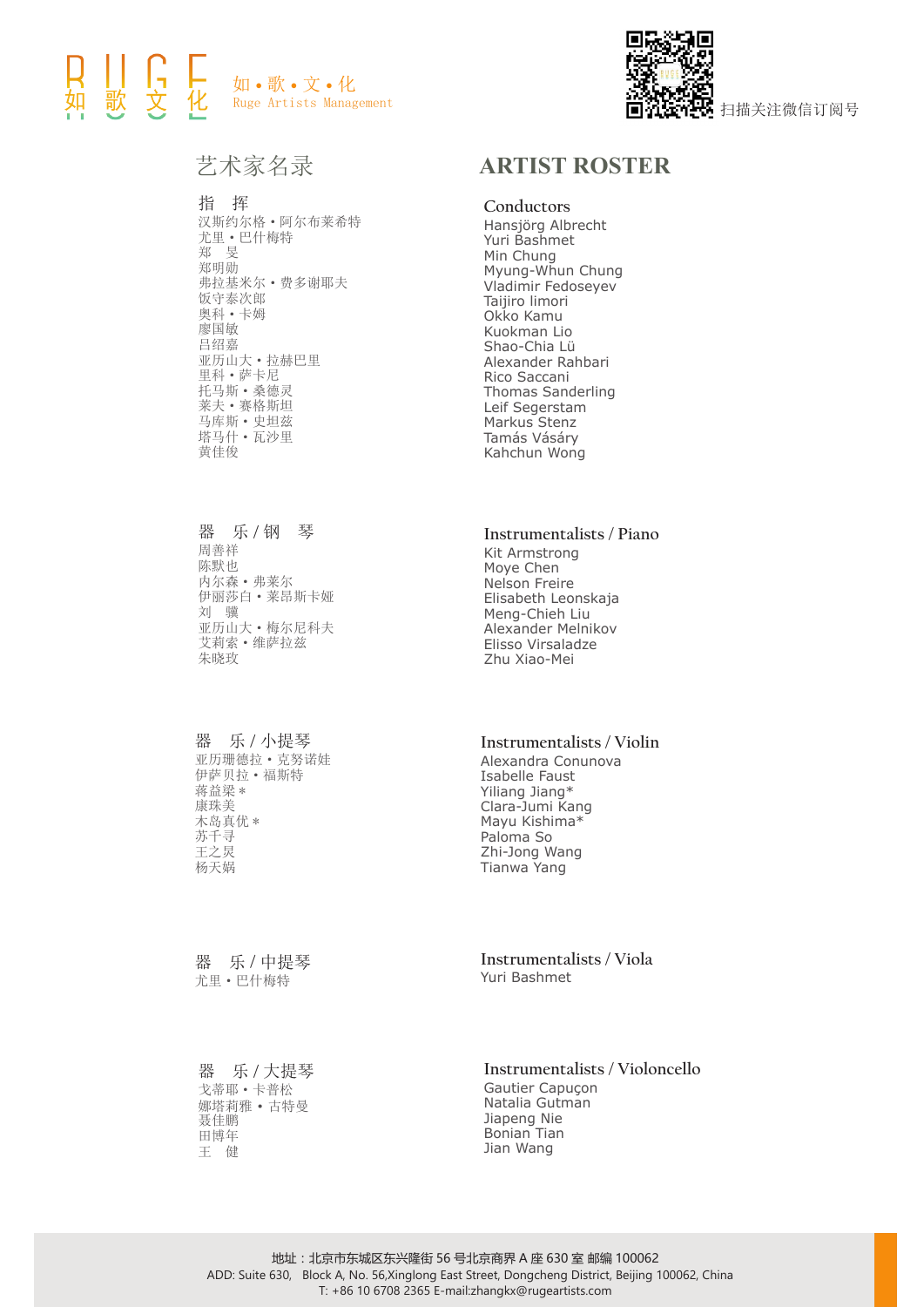RUGE 如歌文化

如 • 歌 • 文 • 化
Ruge Artists Management

扫描关注微信订阅号

# 艺术家名录

# ARTIST ROSTER

## 指　挥

汉斯约尔格 • 阿尔布莱希特
尤里 • 巴什梅特
郑　旻
郑明勋
弗拉基米尔 • 费多谢耶夫
饭守泰次郎
奥科 • 卡姆
廖国敏
吕绍嘉
亚历山大 • 拉赫巴里
里科 • 萨卡尼
托马斯 • 桑德灵
莱夫 • 赛格斯坦
马库斯 • 史坦兹
塔马什 • 瓦沙里
黄佳俊

## Conductors

Hansjörg Albrecht
Yuri Bashmet
Min Chung
Myung-Whun Chung
Vladimir Fedoseyev
Taijiro Iimori
Okko Kamu
Kuokman Lio
Shao-Chia Lü
Alexander Rahbari
Rico Saccani
Thomas Sanderling
Leif Segerstam
Markus Stenz
Tamás Vásáry
Kahchun Wong

## 器　乐 / 钢　琴

周善祥
陈默也
内尔森 • 弗莱尔
伊丽莎白 • 莱昂斯卡娅
刘　骥
亚历山大 • 梅尔尼科夫
艾莉索 • 维萨拉兹
朱晓玫

## Instrumentalists / Piano

Kit Armstrong
Moye Chen
Nelson Freire
Elisabeth Leonskaja
Meng-Chieh Liu
Alexander Melnikov
Elisso Virsaladze
Zhu Xiao-Mei

## 器　乐 / 小提琴

亚历珊德拉 • 克努诺娃
伊萨贝拉 • 福斯特
蒋益梁 *
康珠美
木岛真优 *
苏千寻
王之炅
杨天娲

## Instrumentalists / Violin

Alexandra Conunova
Isabelle Faust
Yiliang Jiang*
Clara-Jumi Kang
Mayu Kishima*
Paloma So
Zhi-Jong Wang
Tianwa Yang

## 器　乐 / 中提琴

尤里 • 巴什梅特

## Instrumentalists / Viola

Yuri Bashmet

## 器　乐 / 大提琴

戈蒂耶 • 卡普松
娜塔莉雅 • 古特曼
聂佳鹏
田博年
王　健

## Instrumentalists / Violoncello

Gautier Capuçon
Natalia Gutman
Jiapeng Nie
Bonian Tian
Jian Wang

地址：北京市东城区东兴隆街 56 号北京商界 A 座 630 室 邮编 100062
ADD: Suite 630, Block A, No. 56,Xinglong East Street, Dongcheng District, Beijing 100062, China
T: +86 10 6708 2365 E-mail:zhangkx@rugeartists.com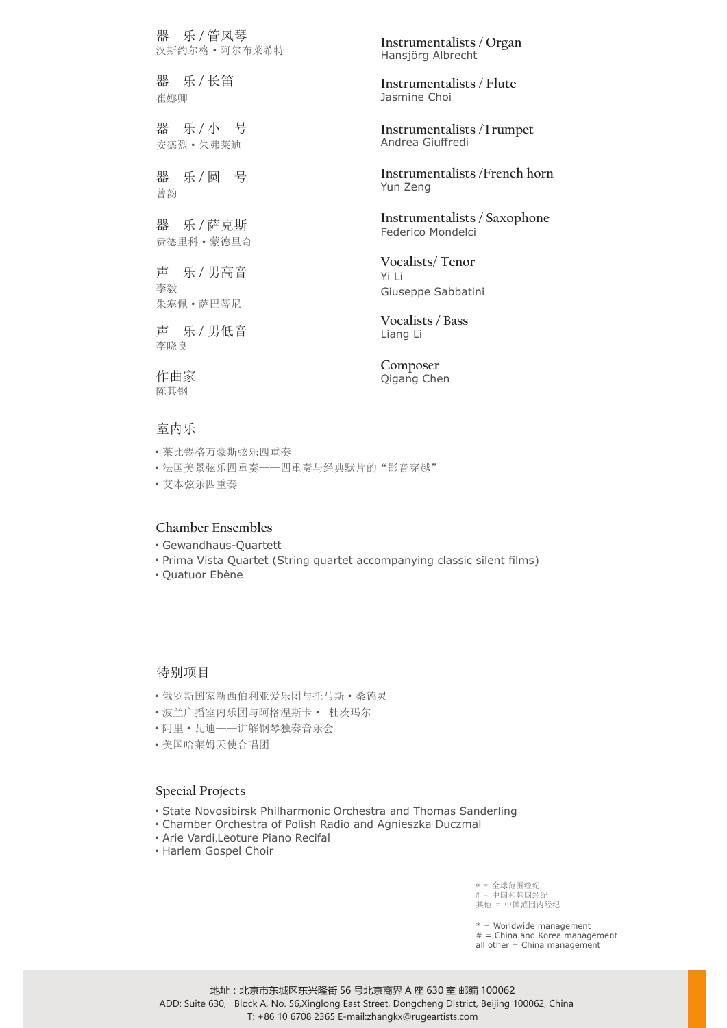器 乐 / 管风琴
汉斯约尔格・阿尔布莱希特

Instrumentalists / Organ
Hansjörg Albrecht

器 乐 / 长笛
崔娜卿

Instrumentalists / Flute
Jasmine Choi

器 乐 / 小 号
安德烈・朱弗莱迪

Instrumentalists /Trumpet
Andrea Giuffredi

器 乐 / 圆 号
曾韵

Instrumentalists /French horn
Yun Zeng

器 乐 / 萨克斯
费德里科・蒙德里奇

Instrumentalists / Saxophone
Federico Mondelci

声 乐 / 男高音
李毅
朱塞佩・萨巴蒂尼

Vocalists/ Tenor
Yi Li
Giuseppe Sabbatini

声 乐 / 男低音
李晓良

Vocalists / Bass
Liang Li

作曲家
陈其钢

Composer
Qigang Chen

## 室内乐

- 莱比锡格万豪斯弦乐四重奏
- 法国美景弦乐四重奏——四重奏与经典默片的“影音穿越”
- 艾本弦乐四重奏

## Chamber Ensembles

- Gewandhaus-Quartett
- Prima Vista Quartet (String quartet accompanying classic silent films)
- Quatuor Ebène

## 特别项目

- 俄罗斯国家新西伯利亚爱乐团与托马斯・桑德灵
- 波兰广播室内乐团与阿格涅斯卡・ 杜茨玛尔
- 阿里・瓦迪——讲解钢琴独奏音乐会
- 美国哈莱姆天使合唱团

## Special Projects

- State Novosibirsk Philharmonic Orchestra and Thomas Sanderling
- Chamber Orchestra of Polish Radio and Agnieszka Duczmal
- Arie Vardi,Leoture Piano Recifal
- Harlem Gospel Choir

\* = 全球范围经纪
\# = 中国和韩国经纪
其他 = 中国范围内经纪

\* = Worldwide management
\# = China and Korea management
all other = China management

地址：北京市东城区东兴隆街 56 号北京商界 A 座 630 室 邮编 100062
ADD: Suite 630, Block A, No. 56,Xinglong East Street, Dongcheng District, Beijing 100062, China
T: +86 10 6708 2365 E-mail:zhangkx@rugeartists.com